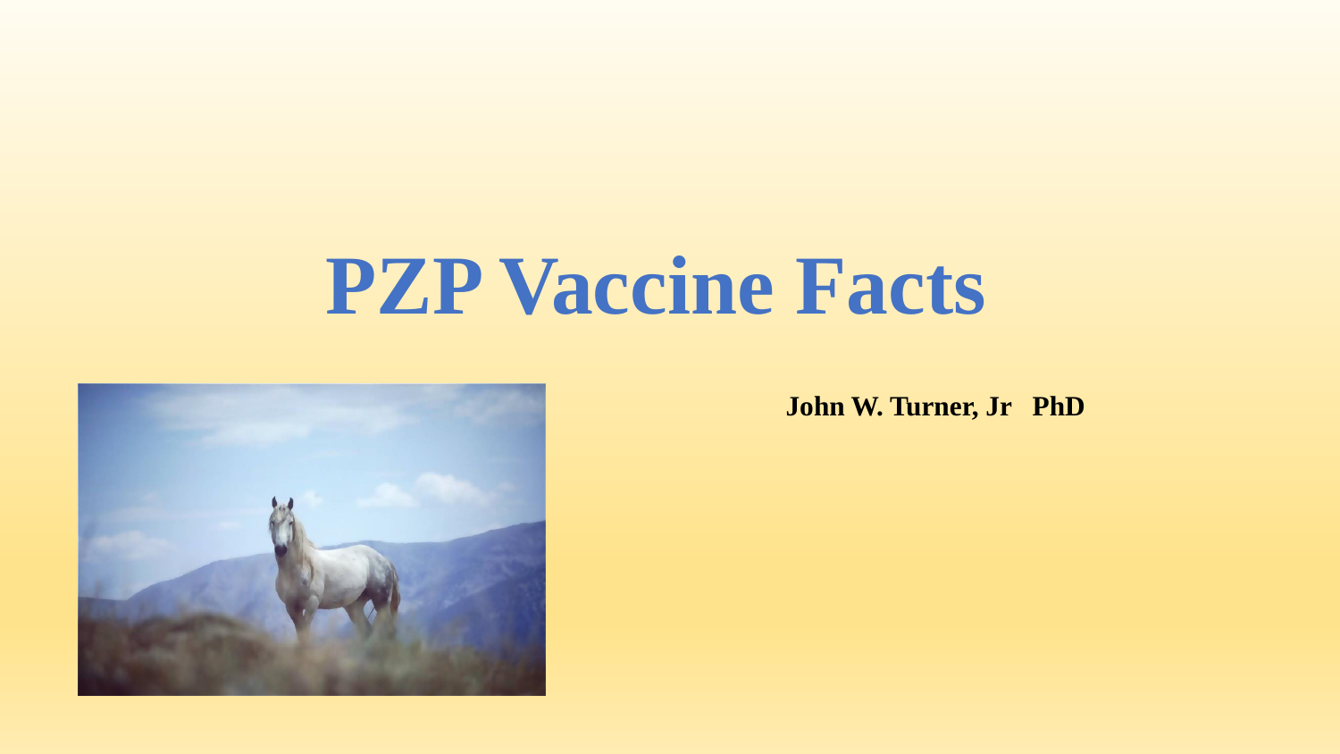# PZP Vaccine Facts

**John W. Turner, Jr PhD**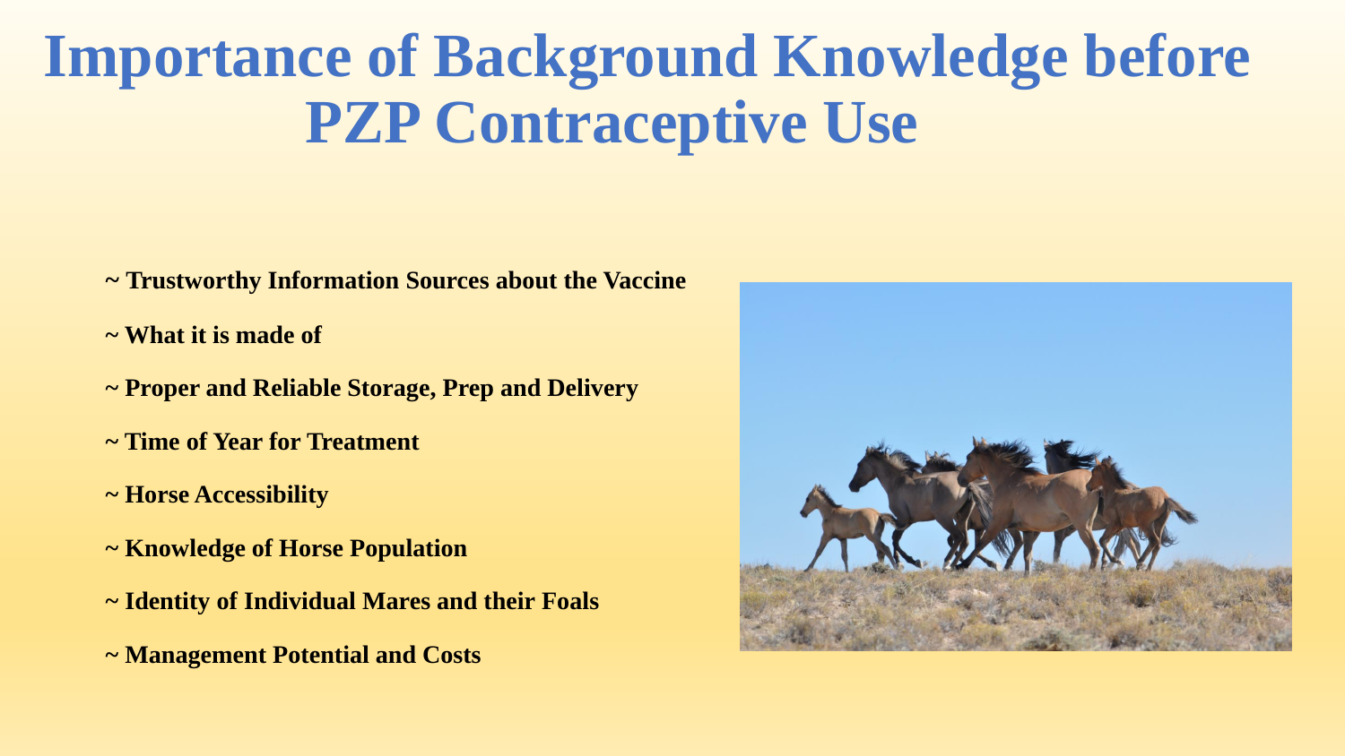# Importance of Background Knowledge before PZP Contraceptive Use

- ~ Trustworthy Information Sources about the Vaccine
- ~ What it is made of
- ~ Proper and Reliable Storage, Prep and Delivery
- ~ Time of Year for Treatment
- ~ Horse Accessibility
- ~ Knowledge of Horse Population
- ~ Identity of Individual Mares and their Foals
- ~ Management Potential and Costs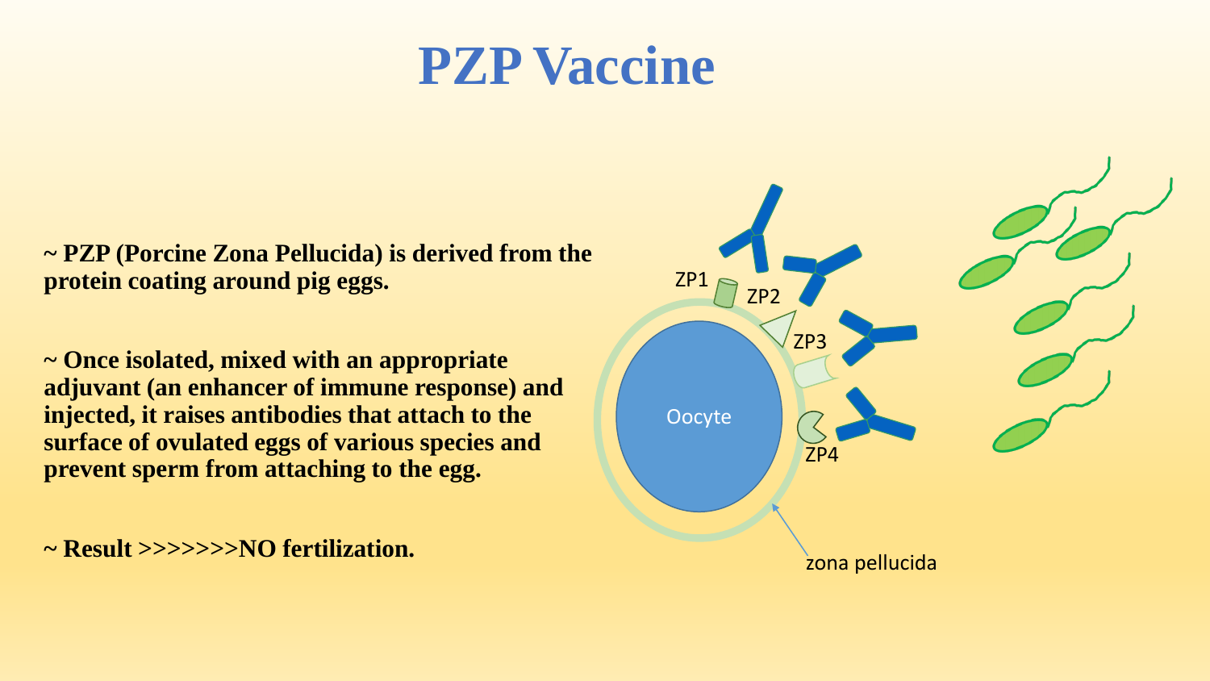# PZP Vaccine

**~ PZP (Porcine Zona Pellucida) is derived from the protein coating around pig eggs.**

**~ Once isolated, mixed with an appropriate adjuvant (an enhancer of immune response) and injected, it raises antibodies that attach to the surface of ovulated eggs of various species and prevent sperm from attaching to the egg.**

**~ Result >>>>>>>NO fertilization.**

ZP1

ZP2

ZP3

ZP4

Oocyte

zona pellucida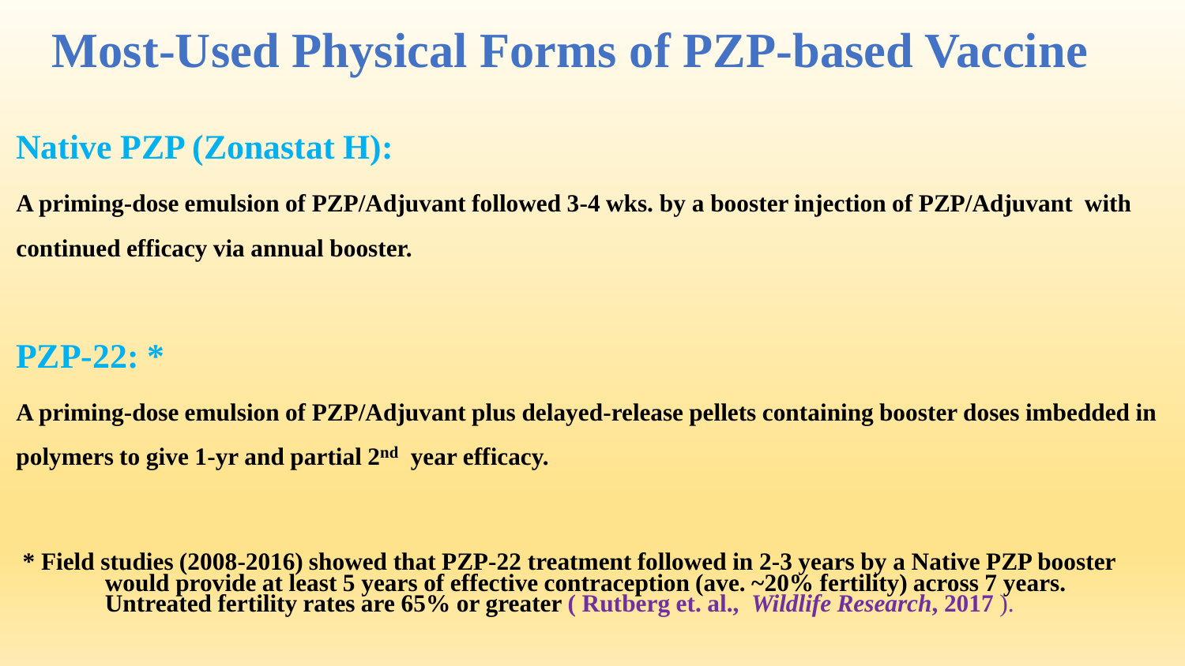# Most-Used Physical Forms of PZP-based Vaccine

## Native PZP (Zonastat H):

**A priming-dose emulsion of PZP/Adjuvant followed 3-4 wks. by a booster injection of PZP/Adjuvant with continued efficacy via annual booster.**

## PZP-22: *

**A priming-dose emulsion of PZP/Adjuvant plus delayed-release pellets containing booster doses imbedded in polymers to give 1-yr and partial 2nd year efficacy.**

**\* Field studies (2008-2016) showed that PZP-22 treatment followed in 2-3 years by a Native PZP booster would provide at least 5 years of effective contraception (ave. ~20% fertility) across 7 years. Untreated fertility rates are 65% or greater ( Rutberg et. al., *Wildlife Research*, 2017 ).**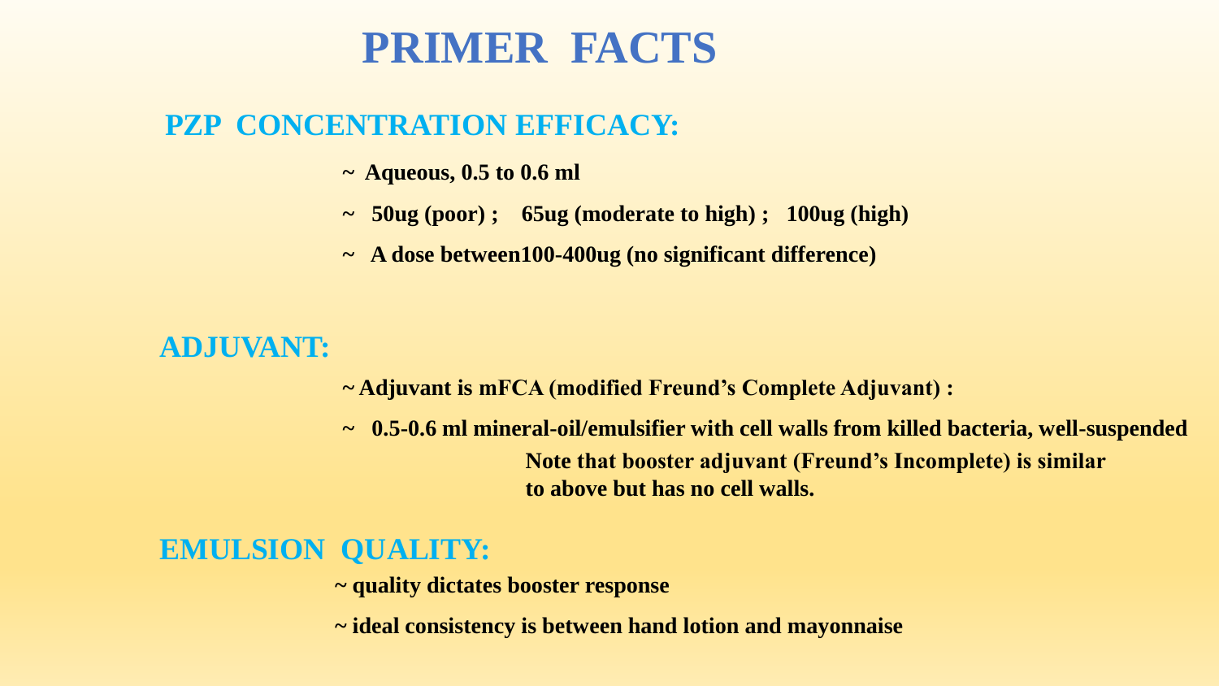# PRIMER FACTS

## PZP CONCENTRATION EFFICACY:

- **Aqueous, 0.5 to 0.6 ml**
- **50ug (poor) ; 65ug (moderate to high) ; 100ug (high)**
- **A dose between100-400ug (no significant difference)**

## ADJUVANT:

- **Adjuvant is mFCA (modified Freund's Complete Adjuvant) :**
- **0.5-0.6 ml mineral-oil/emulsifier with cell walls from killed bacteria, well-suspended**

  **Note that booster adjuvant (Freund's Incomplete) is similar to above but has no cell walls.**

## EMULSION QUALITY:

- **quality dictates booster response**
- **ideal consistency is between hand lotion and mayonnaise**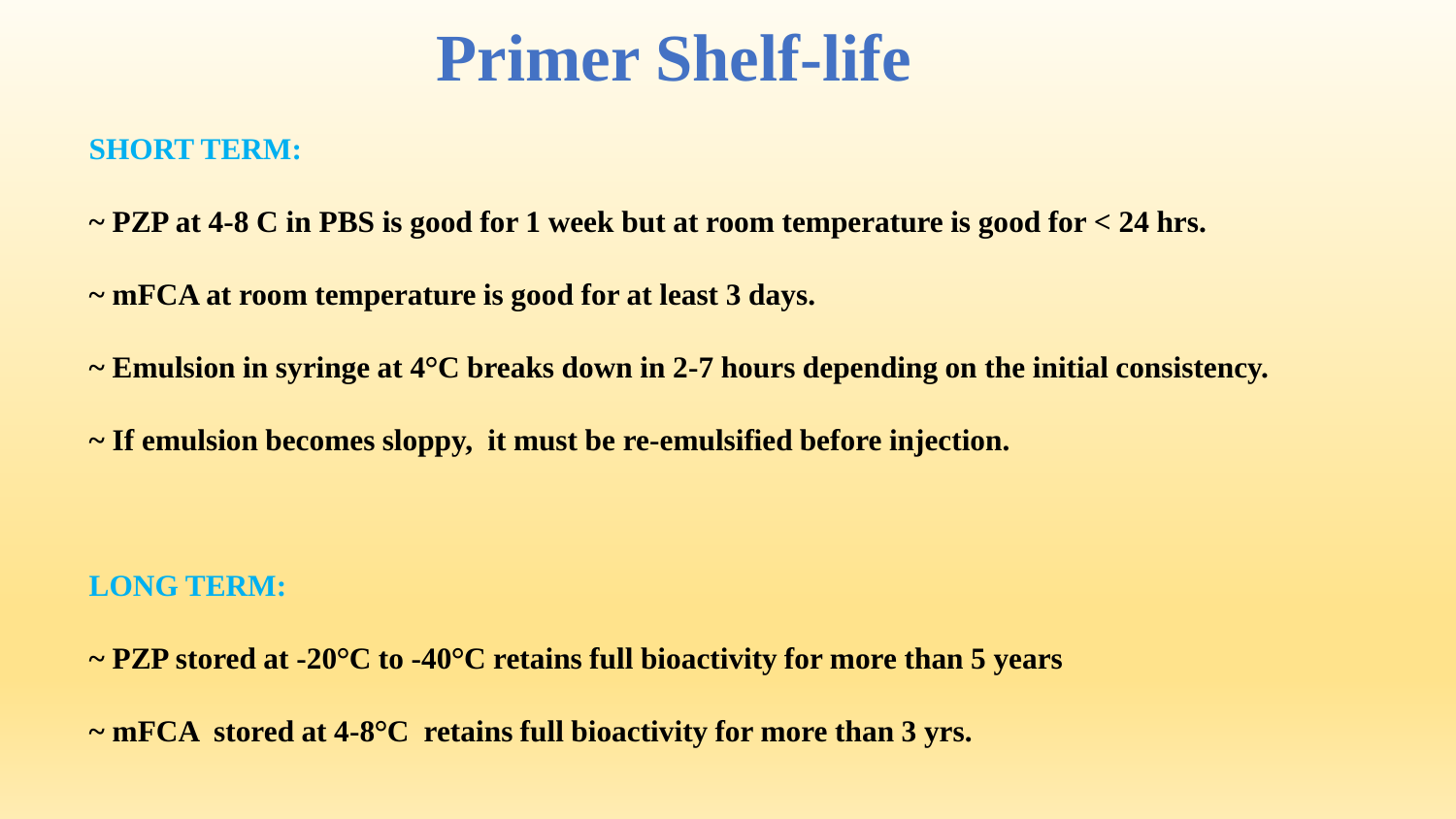# Primer Shelf-life

**SHORT TERM:**

**~ PZP at 4-8 C in PBS is good for 1 week but at room temperature is good for < 24 hrs.**

**~ mFCA at room temperature is good for at least 3 days.**

**~ Emulsion in syringe at 4°C breaks down in 2-7 hours depending on the initial consistency.**

**~ If emulsion becomes sloppy, it must be re-emulsified before injection.**

**LONG TERM:**

**~ PZP stored at -20°C to -40°C retains full bioactivity for more than 5 years**

**~ mFCA stored at 4-8°C retains full bioactivity for more than 3 yrs.**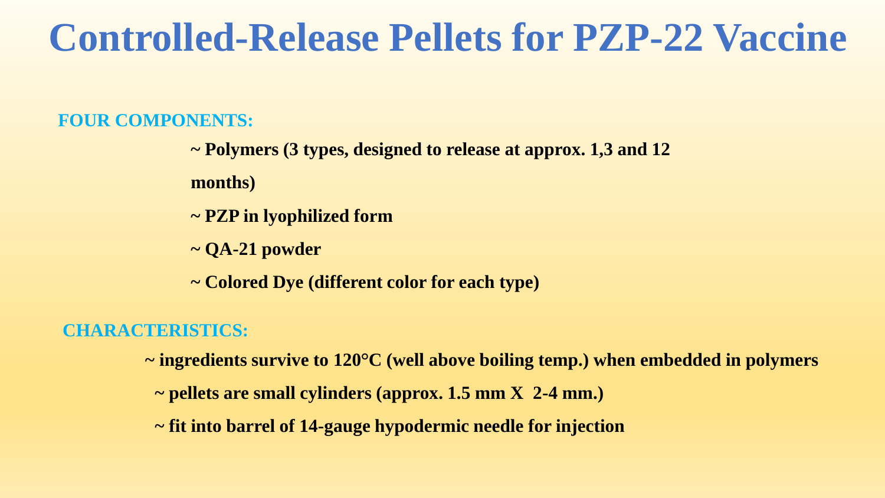# Controlled-Release Pellets for PZP-22 Vaccine

**FOUR COMPONENTS:**

- ~ Polymers (3 types, designed to release at approx. 1,3 and 12 months)
- ~ PZP in lyophilized form
- ~ QA-21 powder
- ~ Colored Dye (different color for each type)

**CHARACTERISTICS:**

- ~ ingredients survive to 120°C (well above boiling temp.) when embedded in polymers
- ~ pellets are small cylinders (approx. 1.5 mm X 2-4 mm.)
- ~ fit into barrel of 14-gauge hypodermic needle for injection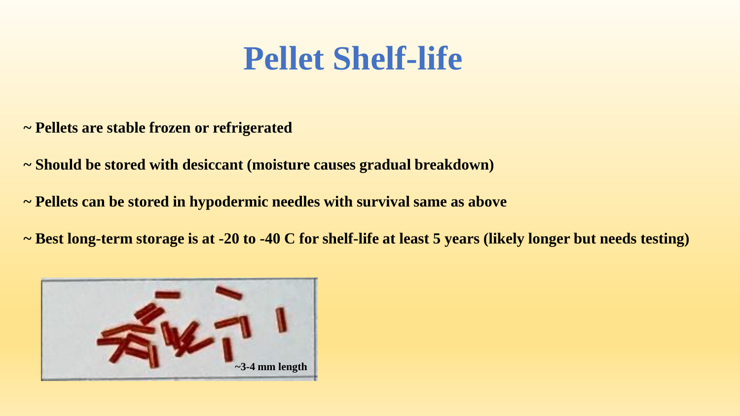# Pellet Shelf-life

**~ Pellets are stable frozen or refrigerated**

**~ Should be stored with desiccant (moisture causes gradual breakdown)**

**~ Pellets can be stored in hypodermic needles with survival same as above**

**~ Best long-term storage is at -20 to -40 C for shelf-life at least 5 years (likely longer but needs testing)**

**~3-4 mm length**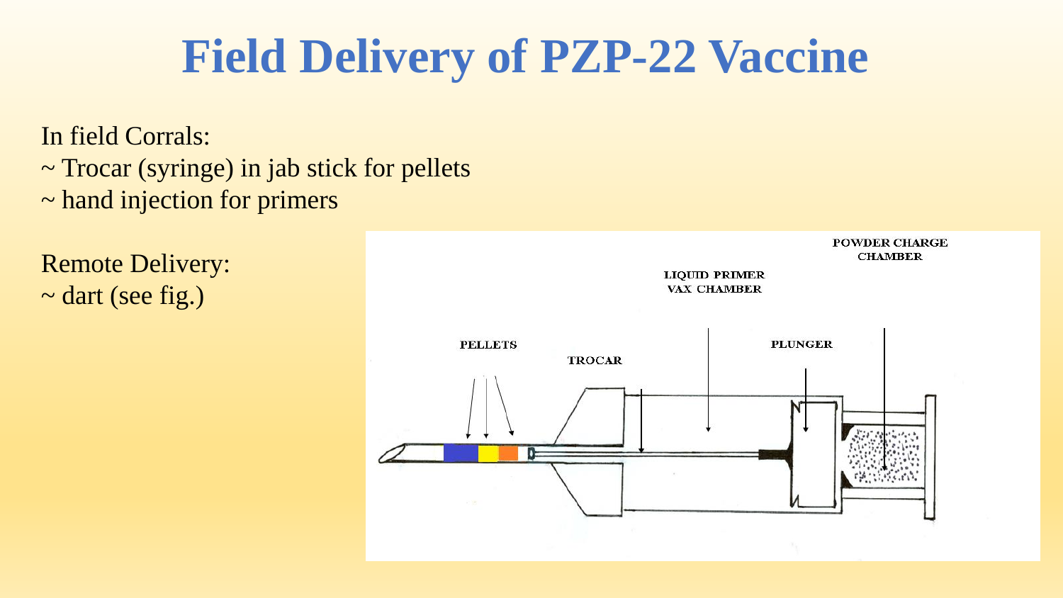# Field Delivery of PZP-22 Vaccine

In field Corrals:

~ Trocar (syringe) in jab stick for pellets

~ hand injection for primers

Remote Delivery:

~ dart (see fig.)

POWDER CHARGE CHAMBER

LIQUID PRIMER VAX CHAMBER

PELLETS

TROCAR

PLUNGER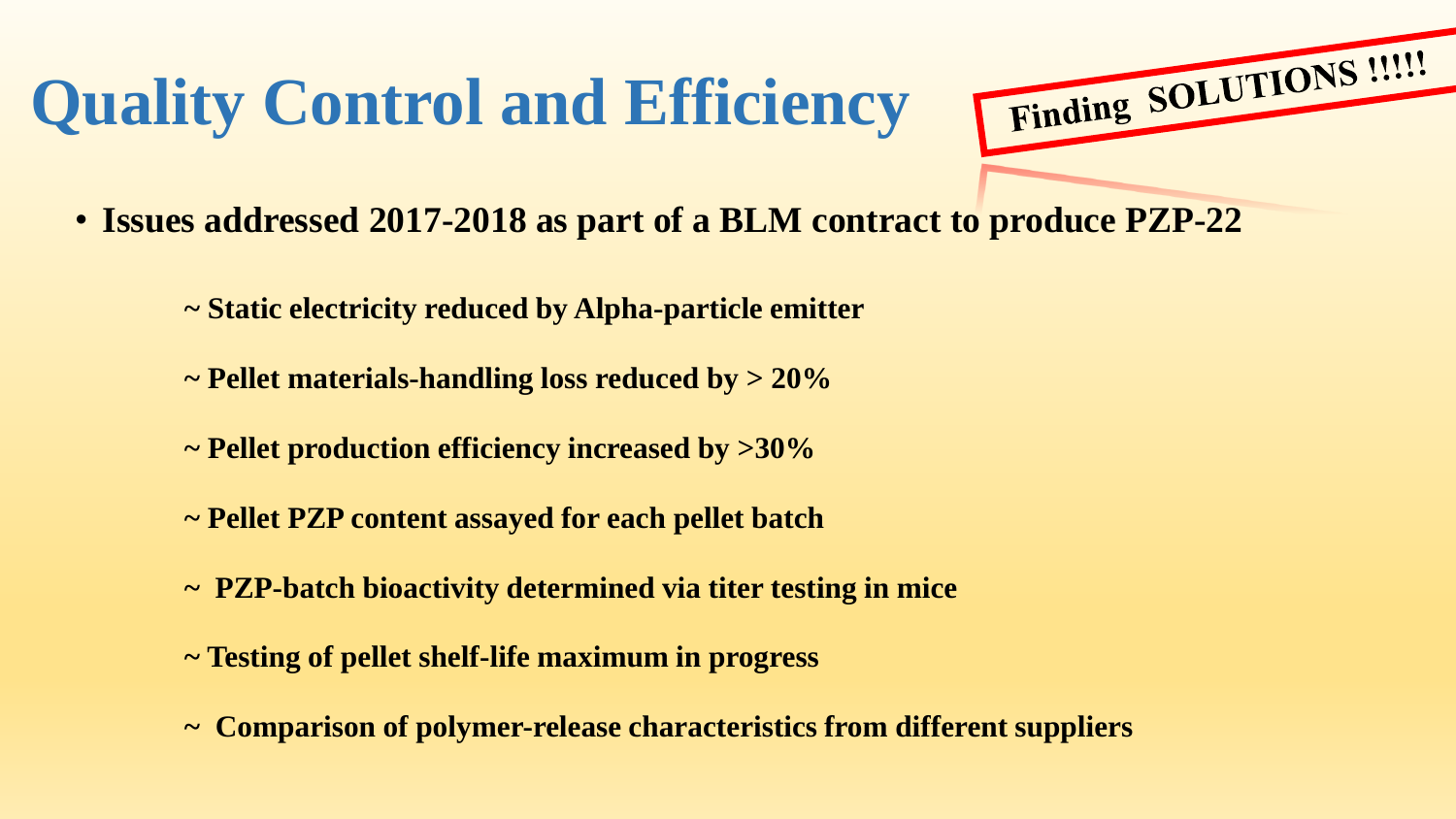# Quality Control and Efficiency

**Finding SOLUTIONS !!!!!**

- **Issues addressed 2017-2018 as part of a BLM contract to produce PZP-22**

  **~ Static electricity reduced by Alpha-particle emitter**

  **~ Pellet materials-handling loss reduced by > 20%**

  **~ Pellet production efficiency increased by >30%**

  **~ Pellet PZP content assayed for each pellet batch**

  **~ PZP-batch bioactivity determined via titer testing in mice**

  **~ Testing of pellet shelf-life maximum in progress**

  **~ Comparison of polymer-release characteristics from different suppliers**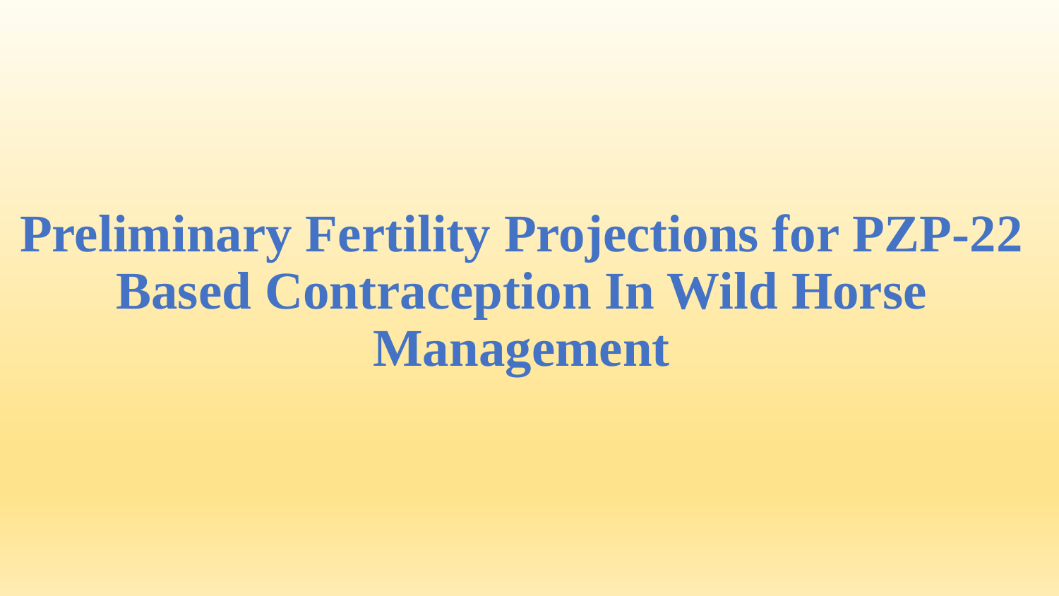# Preliminary Fertility Projections for PZP-22 Based Contraception In Wild Horse Management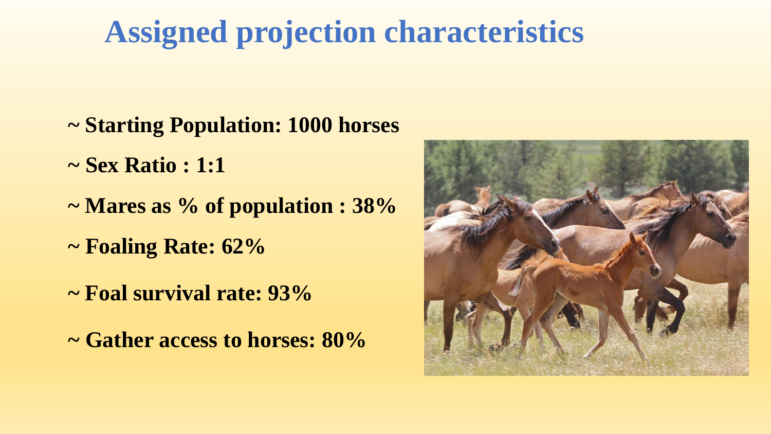# Assigned projection characteristics

- ~ **Starting Population: 1000 horses**
- ~ **Sex Ratio : 1:1**
- ~ **Mares as % of population : 38%**
- ~ **Foaling Rate: 62%**
- ~ **Foal survival rate: 93%**
- ~ **Gather access to horses: 80%**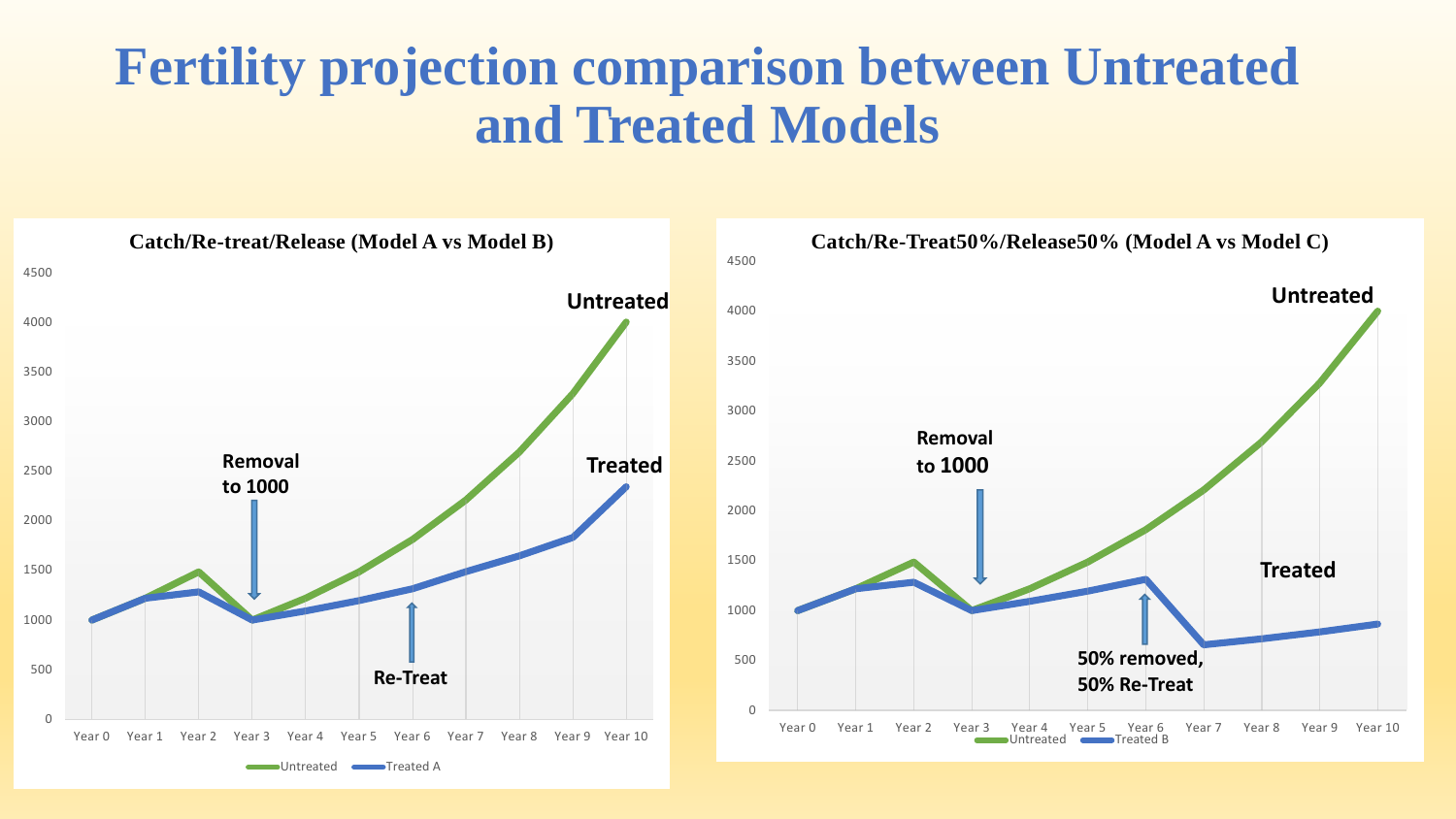# Fertility projection comparison between Untreated and Treated Models

**Catch/Re-treat/Release (Model A vs Model B)**

- Y-axis: 0, 500, 1000, 1500, 2000, 2500, 3000, 3500, 4000, 4500
- X-axis: Year 0, Year 1, Year 2, Year 3, Year 4, Year 5, Year 6, Year 7, Year 8, Year 9, Year 10
- Labels: Untreated; Treated; Removal to 1000 (at Year 3); Re-Treat (at Year 6)
- Legend: Untreated, Treated A

**Catch/Re-Treat50%/Release50% (Model A vs Model C)**

- Y-axis: 0, 500, 1000, 1500, 2000, 2500, 3000, 3500, 4000, 4500
- X-axis: Year 0, Year 1, Year 2, Year 3, Year 4, Year 5, Year 6, Year 7, Year 8, Year 9, Year 10
- Labels: Untreated; Treated; Removal to 1000 (at Year 3); 50% removed, 50% Re-Treat (at Year 6)
- Legend: Untreated, Treated B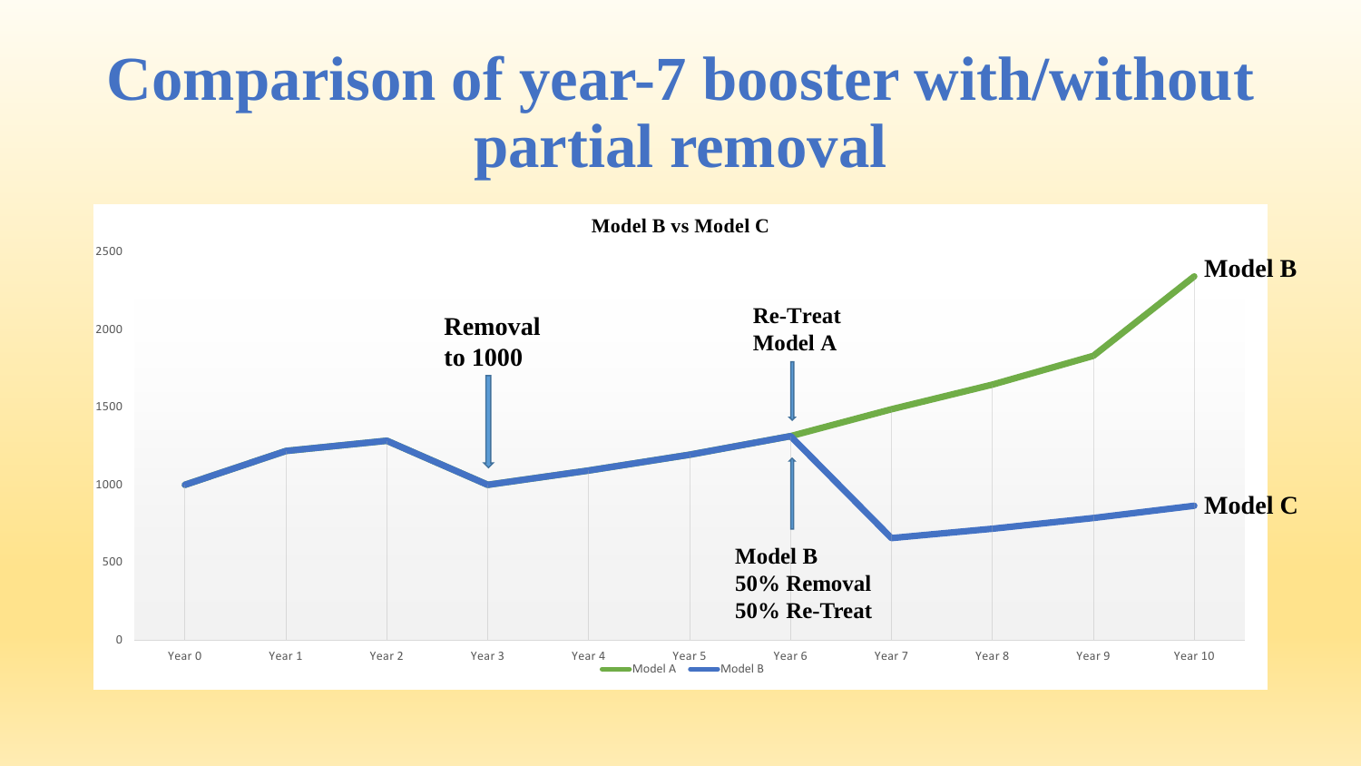# Comparison of year-7 booster with/without partial removal

**Model B vs Model C**

**Removal to 1000**

**Re-Treat Model A**

**Model B 50% Removal 50% Re-Treat**

**Model B**

**Model C**

Model A — Model B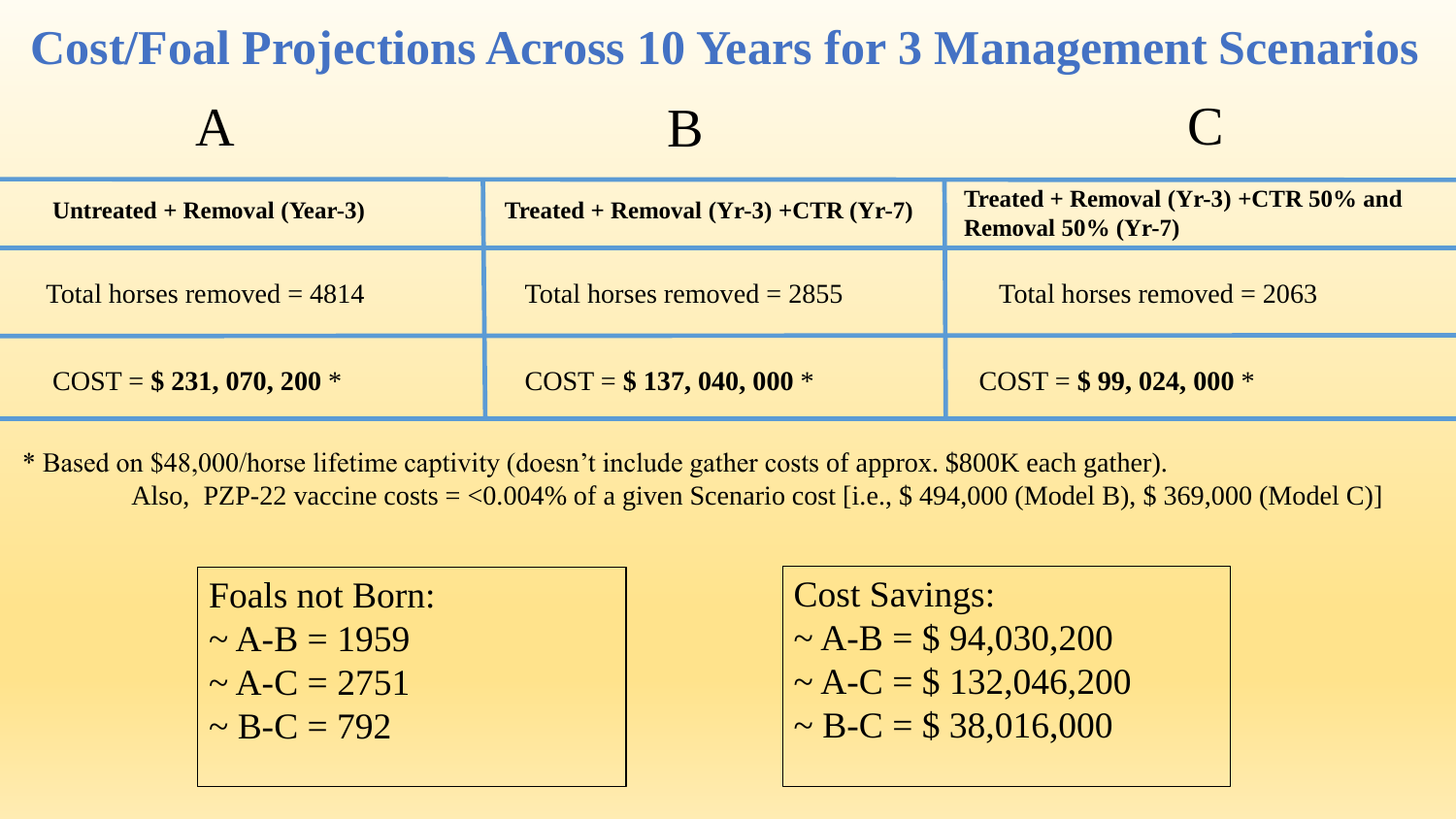# Cost/Foal Projections Across 10 Years for 3 Management Scenarios

| A | B | C |
|---|---|---|
| **Untreated + Removal (Year-3)** | **Treated + Removal (Yr-3) +CTR (Yr-7)** | **Treated + Removal (Yr-3) +CTR 50% and Removal 50% (Yr-7)** |
| Total horses removed = 4814 | Total horses removed = 2855 | Total horses removed = 2063 |
| COST = **$ 231, 070, 200** * | COST = **$ 137, 040, 000** * | COST = **$ 99, 024, 000** * |

* Based on $48,000/horse lifetime captivity (doesn't include gather costs of approx. $800K each gather).
Also, PZP-22 vaccine costs = <0.004% of a given Scenario cost [i.e., $ 494,000 (Model B), $ 369,000 (Model C)]

Foals not Born:
~ A-B = 1959
~ A-C = 2751
~ B-C = 792

Cost Savings:
~ A-B = $ 94,030,200
~ A-C = $ 132,046,200
~ B-C = $ 38,016,000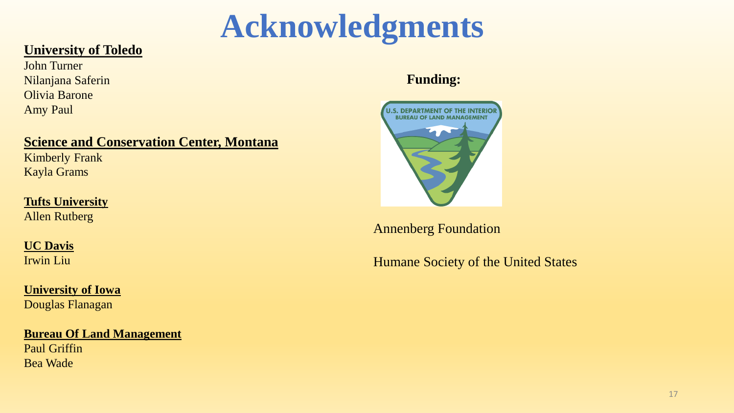# Acknowledgments

**University of Toledo**
John Turner
Nilanjana Saferin
Olivia Barone
Amy Paul

**Science and Conservation Center, Montana**
Kimberly Frank
Kayla Grams

**Tufts University**
Allen Rutberg

**UC Davis**
Irwin Liu

**University of Iowa**
Douglas Flanagan

**Bureau Of Land Management**
Paul Griffin
Bea Wade

**Funding:**

U.S. DEPARTMENT OF THE INTERIOR
BUREAU OF LAND MANAGEMENT

Annenberg Foundation

Humane Society of the United States